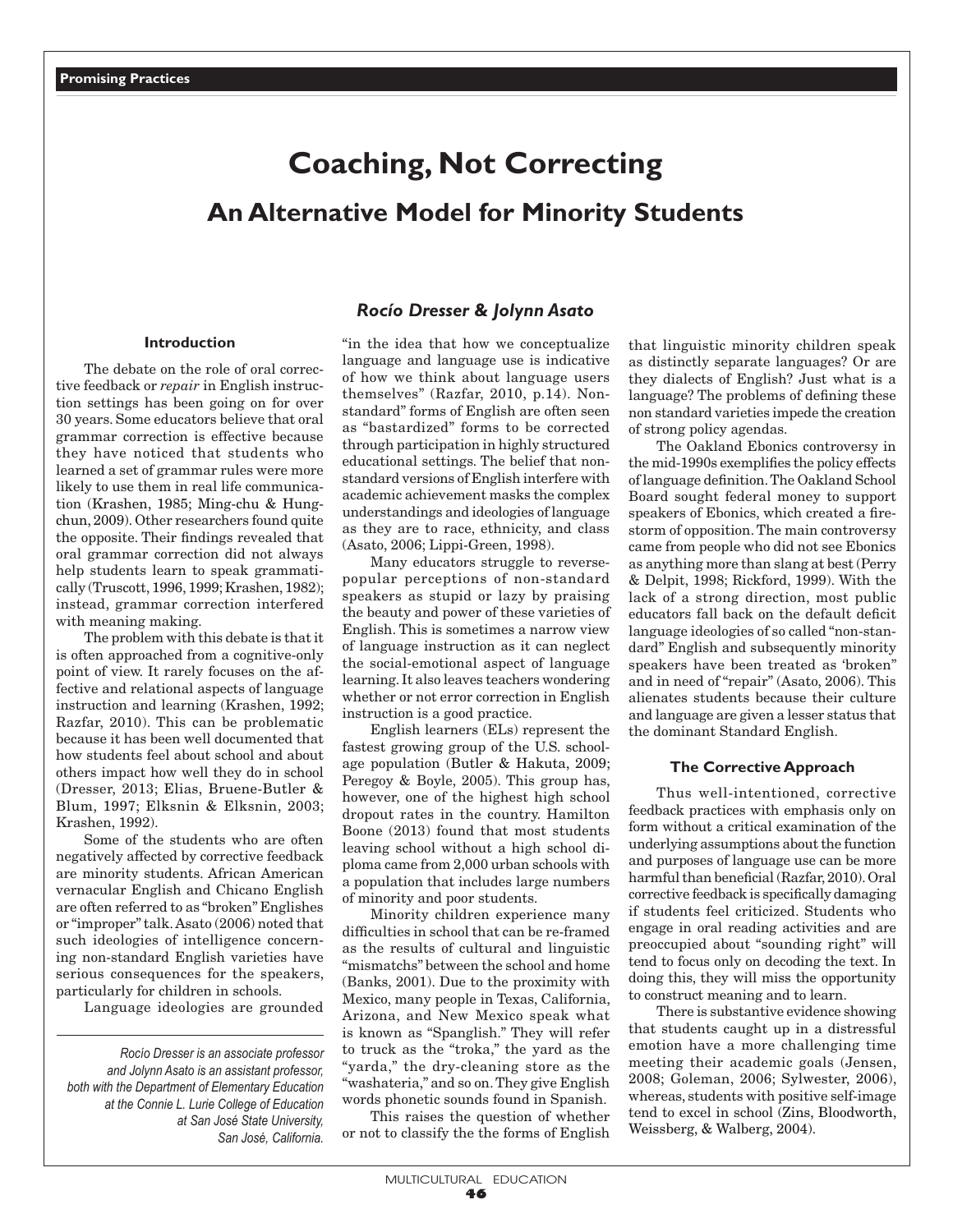# Coaching, Not Correcting

## An Alternative Model for Minority Students

***Rocío Dresser & Jolynn Asato***

*Rocío Dresser is an associate professor and Jolynn Asato is an assistant professor, both with the Department of Elementary Education at the Connie L. Lurie College of Education at San José State University, San José, California.*

### Introduction

The debate on the role of oral corrective feedback or *repair* in English instruction settings has been going on for over 30 years. Some educators believe that oral grammar correction is effective because they have noticed that students who learned a set of grammar rules were more likely to use them in real life communication (Krashen, 1985; Ming-chu & Hung-chun, 2009). Other researchers found quite the opposite. Their findings revealed that oral grammar correction did not always help students learn to speak grammatically (Truscott, 1996, 1999; Krashen, 1982); instead, grammar correction interfered with meaning making.

The problem with this debate is that it is often approached from a cognitive-only point of view. It rarely focuses on the affective and relational aspects of language instruction and learning (Krashen, 1992; Razfar, 2010). This can be problematic because it has been well documented that how students feel about school and about others impact how well they do in school (Dresser, 2013; Elias, Bruene-Butler & Blum, 1997; Elksnin & Elksnin, 2003; Krashen, 1992).

Some of the students who are often negatively affected by corrective feedback are minority students. African American vernacular English and Chicano English are often referred to as "broken" Englishes or "improper" talk. Asato (2006) noted that such ideologies of intelligence concerning non-standard English varieties have serious consequences for the speakers, particularly for children in schools.

Language ideologies are grounded "in the idea that how we conceptualize language and language use is indicative of how we think about language users themselves" (Razfar, 2010, p.14). Non-standard" forms of English are often seen as "bastardized" forms to be corrected through participation in highly structured educational settings. The belief that non-standard versions of English interfere with academic achievement masks the complex understandings and ideologies of language as they are to race, ethnicity, and class (Asato, 2006; Lippi-Green, 1998).

Many educators struggle to reverse-popular perceptions of non-standard speakers as stupid or lazy by praising the beauty and power of these varieties of English. This is sometimes a narrow view of language instruction as it can neglect the social-emotional aspect of language learning. It also leaves teachers wondering whether or not error correction in English instruction is a good practice.

English learners (ELs) represent the fastest growing group of the U.S. school-age population (Butler & Hakuta, 2009; Peregoy & Boyle, 2005). This group has, however, one of the highest high school dropout rates in the country. Hamilton Boone (2013) found that most students leaving school without a high school diploma came from 2,000 urban schools with a population that includes large numbers of minority and poor students.

Minority children experience many difficulties in school that can be re-framed as the results of cultural and linguistic "mismatchs" between the school and home (Banks, 2001). Due to the proximity with Mexico, many people in Texas, California, Arizona, and New Mexico speak what is known as "Spanglish." They will refer to truck as the "troka," the yard as the "yarda," the dry-cleaning store as the "washateria," and so on. They give English words phonetic sounds found in Spanish.

This raises the question of whether or not to classify the the forms of English that linguistic minority children speak as distinctly separate languages? Or are they dialects of English? Just what is a language? The problems of defining these non standard varieties impede the creation of strong policy agendas.

The Oakland Ebonics controversy in the mid-1990s exemplifies the policy effects of language definition. The Oakland School Board sought federal money to support speakers of Ebonics, which created a firestorm of opposition. The main controversy came from people who did not see Ebonics as anything more than slang at best (Perry & Delpit, 1998; Rickford, 1999). With the lack of a strong direction, most public educators fall back on the default deficit language ideologies of so called "non-standard" English and subsequently minority speakers have been treated as 'broken" and in need of "repair" (Asato, 2006). This alienates students because their culture and language are given a lesser status that the dominant Standard English.

### The Corrective Approach

Thus well-intentioned, corrective feedback practices with emphasis only on form without a critical examination of the underlying assumptions about the function and purposes of language use can be more harmful than beneficial (Razfar, 2010). Oral corrective feedback is specifically damaging if students feel criticized. Students who engage in oral reading activities and are preoccupied about "sounding right" will tend to focus only on decoding the text. In doing this, they will miss the opportunity to construct meaning and to learn.

There is substantive evidence showing that students caught up in a distressful emotion have a more challenging time meeting their academic goals (Jensen, 2008; Goleman, 2006; Sylwester, 2006), whereas, students with positive self-image tend to excel in school (Zins, Bloodworth, Weissberg, & Walberg, 2004).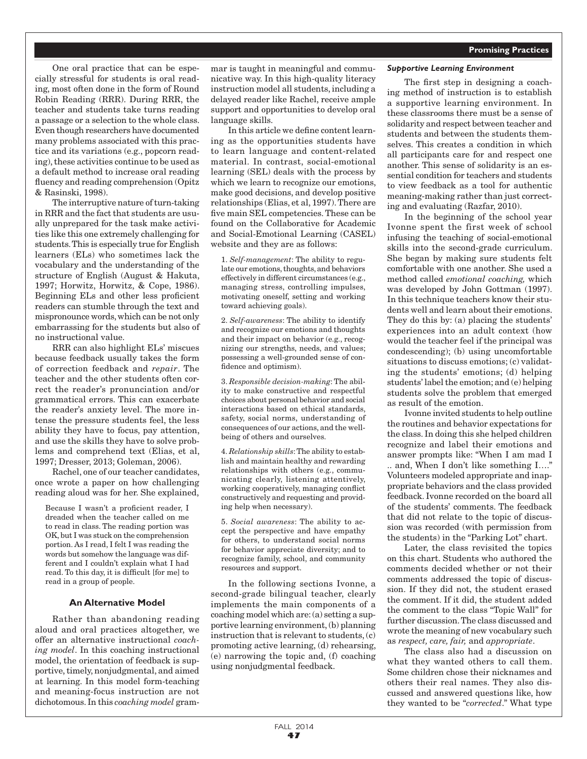One oral practice that can be especially stressful for students is oral reading, most often done in the form of Round Robin Reading (RRR). During RRR, the teacher and students take turns reading a passage or a selection to the whole class. Even though researchers have documented many problems associated with this practice and its variations (e.g., popcorn reading), these activities continue to be used as a default method to increase oral reading fluency and reading comprehension (Opitz & Rasinski, 1998).

The interruptive nature of turn-taking in RRR and the fact that students are usually unprepared for the task make activities like this one extremely challenging for students. This is especially true for English learners (ELs) who sometimes lack the vocabulary and the understanding of the structure of English (August & Hakuta, 1997; Horwitz, Horwitz, & Cope, 1986). Beginning ELs and other less proficient readers can stumble through the text and mispronounce words, which can be not only embarrassing for the students but also of no instructional value.

RRR can also highlight ELs' miscues because feedback usually takes the form of correction feedback and *repair*. The teacher and the other students often correct the reader's pronunciation and/or grammatical errors. This can exacerbate the reader's anxiety level. The more intense the pressure students feel, the less ability they have to focus, pay attention, and use the skills they have to solve problems and comprehend text (Elias, et al, 1997; Dresser, 2013; Goleman, 2006).

Rachel, one of our teacher candidates, once wrote a paper on how challenging reading aloud was for her. She explained,

> Because I wasn't a proficient reader, I dreaded when the teacher called on me to read in class. The reading portion was OK, but I was stuck on the comprehension portion. As I read, I felt I was reading the words but somehow the language was different and I couldn't explain what I had read. To this day, it is difficult [for me] to read in a group of people.

### An Alternative Model

Rather than abandoning reading aloud and oral practices altogether, we offer an alternative instructional *coaching model*. In this coaching instructional model, the orientation of feedback is supportive, timely, nonjudgmental, and aimed at learning. In this model form-teaching and meaning-focus instruction are not dichotomous. In this *coaching model* grammar is taught in meaningful and communicative way. In this high-quality literacy instruction model all students, including a delayed reader like Rachel, receive ample support and opportunities to develop oral language skills.

In this article we define content learning as the opportunities students have to learn language and content-related material. In contrast, social-emotional learning (SEL) deals with the process by which we learn to recognize our emotions, make good decisions, and develop positive relationships (Elias, et al, 1997). There are five main SEL competencies. These can be found on the Collaborative for Academic and Social-Emotional Learning (CASEL) website and they are as follows:

1. *Self-management*: The ability to regulate our emotions, thoughts, and behaviors effectively in different circumstances (e.g., managing stress, controlling impulses, motivating oneself, setting and working toward achieving goals).

2. *Self-awareness*: The ability to identify and recognize our emotions and thoughts and their impact on behavior (e.g., recognizing our strengths, needs, and values; possessing a well-grounded sense of confidence and optimism).

3. *Responsible decision-making*: The ability to make constructive and respectful choices about personal behavior and social interactions based on ethical standards, safety, social norms, understanding of consequences of our actions, and the well-being of others and ourselves.

4. *Relationship skills*: The ability to establish and maintain healthy and rewarding relationships with others (e.g., communicating clearly, listening attentively, working cooperatively, managing conflict constructively and requesting and providing help when necessary).

5. *Social awareness*: The ability to accept the perspective and have empathy for others, to understand social norms for behavior appreciate diversity; and to recognize family, school, and community resources and support.

In the following sections Ivonne, a second-grade bilingual teacher, clearly implements the main components of a coaching model which are: (a) setting a supportive learning environment, (b) planning instruction that is relevant to students, (c) promoting active learning, (d) rehearsing, (e) narrowing the topic and, (f) coaching using nonjudgmental feedback.

#### *Supportive Learning Environment*

The first step in designing a coaching method of instruction is to establish a supportive learning environment. In these classrooms there must be a sense of solidarity and respect between teacher and students and between the students themselves. This creates a condition in which all participants care for and respect one another. This sense of solidarity is an essential condition for teachers and students to view feedback as a tool for authentic meaning-making rather than just correcting and evaluating (Razfar, 2010).

In the beginning of the school year Ivonne spent the first week of school infusing the teaching of social-emotional skills into the second-grade curriculum. She began by making sure students felt comfortable with one another. She used a method called *emotional coaching,* which was developed by John Gottman (1997). In this technique teachers know their students well and learn about their emotions. They do this by: (a) placing the students' experiences into an adult context (how would the teacher feel if the principal was condescending); (b) using uncomfortable situations to discuss emotions; (c) validating the students' emotions; (d) helping students' label the emotion; and (e) helping students solve the problem that emerged as result of the emotion.

Ivonne invited students to help outline the routines and behavior expectations for the class. In doing this she helped children recognize and label their emotions and answer prompts like: "When I am mad I .. and, When I don't like something I…." Volunteers modeled appropriate and inappropriate behaviors and the class provided feedback. Ivonne recorded on the board all of the students' comments. The feedback that did not relate to the topic of discussion was recorded (with permission from the students) in the "Parking Lot" chart.

Later, the class revisited the topics on this chart. Students who authored the comments decided whether or not their comments addressed the topic of discussion. If they did not, the student erased the comment. If it did, the student added the comment to the class "Topic Wall" for further discussion. The class discussed and wrote the meaning of new vocabulary such as *respect, care, fair,* and *appropriate*.

The class also had a discussion on what they wanted others to call them. Some children chose their nicknames and others their real names. They also discussed and answered questions like, how they wanted to be "*corrected*." What type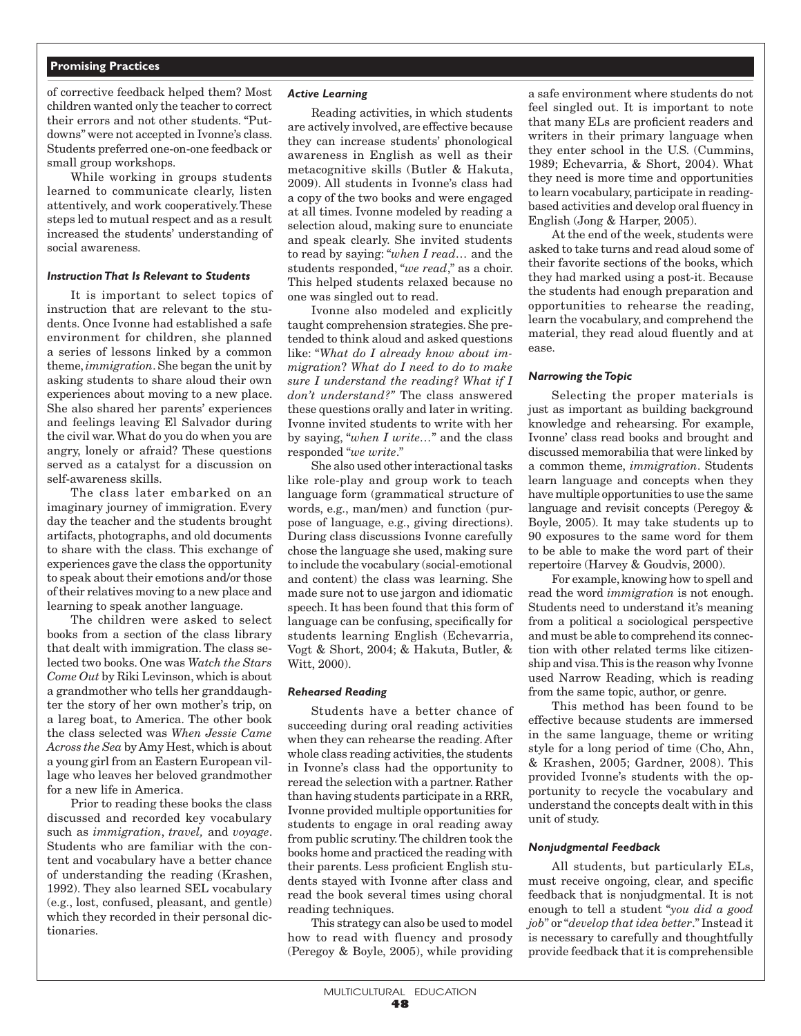of corrective feedback helped them? Most children wanted only the teacher to correct their errors and not other students. "Putdowns" were not accepted in Ivonne's class. Students preferred one-on-one feedback or small group workshops.

While working in groups students learned to communicate clearly, listen attentively, and work cooperatively. These steps led to mutual respect and as a result increased the students' understanding of social awareness.

### *Instruction That Is Relevant to Students*

It is important to select topics of instruction that are relevant to the students. Once Ivonne had established a safe environment for children, she planned a series of lessons linked by a common theme, *immigration*. She began the unit by asking students to share aloud their own experiences about moving to a new place. She also shared her parents' experiences and feelings leaving El Salvador during the civil war. What do you do when you are angry, lonely or afraid? These questions served as a catalyst for a discussion on self-awareness skills.

The class later embarked on an imaginary journey of immigration. Every day the teacher and the students brought artifacts, photographs, and old documents to share with the class. This exchange of experiences gave the class the opportunity to speak about their emotions and/or those of their relatives moving to a new place and learning to speak another language.

The children were asked to select books from a section of the class library that dealt with immigration. The class selected two books. One was *Watch the Stars Come Out* by Riki Levinson, which is about a grandmother who tells her granddaughter the story of her own mother's trip, on a lareg boat, to America. The other book the class selected was *When Jessie Came Across the Sea* by Amy Hest, which is about a young girl from an Eastern European village who leaves her beloved grandmother for a new life in America.

Prior to reading these books the class discussed and recorded key vocabulary such as *immigration*, *travel,* and *voyage*. Students who are familiar with the content and vocabulary have a better chance of understanding the reading (Krashen, 1992). They also learned SEL vocabulary (e.g., lost, confused, pleasant, and gentle) which they recorded in their personal dictionaries.

### *Active Learning*

Reading activities, in which students are actively involved, are effective because they can increase students' phonological awareness in English as well as their metacognitive skills (Butler & Hakuta, 2009). All students in Ivonne's class had a copy of the two books and were engaged at all times. Ivonne modeled by reading a selection aloud, making sure to enunciate and speak clearly. She invited students to read by saying: "*when I read*… and the students responded, "*we read*," as a choir. This helped students relaxed because no one was singled out to read.

Ivonne also modeled and explicitly taught comprehension strategies. She pretended to think aloud and asked questions like: "*What do I already know about immigration*? *What do I need to do to make sure I understand the reading? What if I don't understand?"* The class answered these questions orally and later in writing. Ivonne invited students to write with her by saying, "*when I write…*" and the class responded "*we write*."

She also used other interactional tasks like role-play and group work to teach language form (grammatical structure of words, e.g., man/men) and function (purpose of language, e.g., giving directions). During class discussions Ivonne carefully chose the language she used, making sure to include the vocabulary (social-emotional and content) the class was learning. She made sure not to use jargon and idiomatic speech. It has been found that this form of language can be confusing, specifically for students learning English (Echevarria, Vogt & Short, 2004; & Hakuta, Butler, & Witt, 2000).

### *Rehearsed Reading*

Students have a better chance of succeeding during oral reading activities when they can rehearse the reading. After whole class reading activities, the students in Ivonne's class had the opportunity to reread the selection with a partner. Rather than having students participate in a RRR, Ivonne provided multiple opportunities for students to engage in oral reading away from public scrutiny. The children took the books home and practiced the reading with their parents. Less proficient English students stayed with Ivonne after class and read the book several times using choral reading techniques.

This strategy can also be used to model how to read with fluency and prosody (Peregoy & Boyle, 2005), while providing a safe environment where students do not feel singled out. It is important to note that many ELs are proficient readers and writers in their primary language when they enter school in the U.S. (Cummins, 1989; Echevarria, & Short, 2004). What they need is more time and opportunities to learn vocabulary, participate in reading-based activities and develop oral fluency in English (Jong & Harper, 2005).

At the end of the week, students were asked to take turns and read aloud some of their favorite sections of the books, which they had marked using a post-it. Because the students had enough preparation and opportunities to rehearse the reading, learn the vocabulary, and comprehend the material, they read aloud fluently and at ease.

### *Narrowing the Topic*

Selecting the proper materials is just as important as building background knowledge and rehearsing. For example, Ivonne' class read books and brought and discussed memorabilia that were linked by a common theme, *immigration*. Students learn language and concepts when they have multiple opportunities to use the same language and revisit concepts (Peregoy & Boyle, 2005). It may take students up to 90 exposures to the same word for them to be able to make the word part of their repertoire (Harvey & Goudvis, 2000).

For example, knowing how to spell and read the word *immigration* is not enough. Students need to understand it's meaning from a political a sociological perspective and must be able to comprehend its connection with other related terms like citizenship and visa. This is the reason why Ivonne used Narrow Reading, which is reading from the same topic, author, or genre.

This method has been found to be effective because students are immersed in the same language, theme or writing style for a long period of time (Cho, Ahn, & Krashen, 2005; Gardner, 2008). This provided Ivonne's students with the opportunity to recycle the vocabulary and understand the concepts dealt with in this unit of study.

### *Nonjudgmental Feedback*

All students, but particularly ELs, must receive ongoing, clear, and specific feedback that is nonjudgmental. It is not enough to tell a student "*you did a good job*" or "*develop that idea better*." Instead it is necessary to carefully and thoughtfully provide feedback that it is comprehensible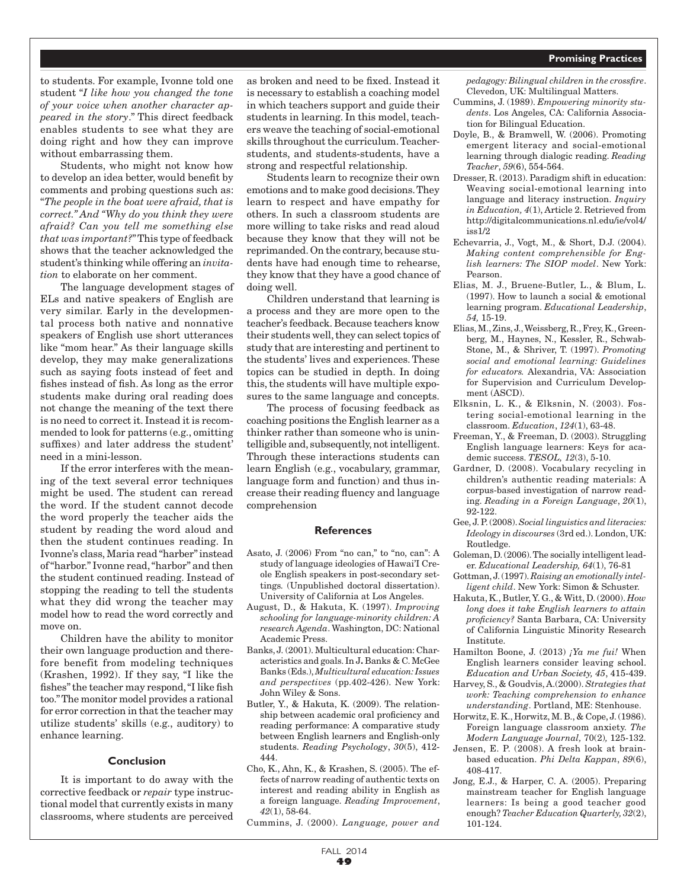to students. For example, Ivonne told one student "*I like how you changed the tone of your voice when another character appeared in the story*." This direct feedback enables students to see what they are doing right and how they can improve without embarrassing them.

Students, who might not know how to develop an idea better, would benefit by comments and probing questions such as: "*The people in the boat were afraid, that is correct." And "Why do you think they were afraid? Can you tell me something else that was important?*" This type of feedback shows that the teacher acknowledged the student's thinking while offering an *invitation* to elaborate on her comment.

The language development stages of ELs and native speakers of English are very similar. Early in the developmental process both native and nonnative speakers of English use short utterances like "mom hear." As their language skills develop, they may make generalizations such as saying foots instead of feet and fishes instead of fish. As long as the error students make during oral reading does not change the meaning of the text there is no need to correct it. Instead it is recommended to look for patterns (e.g., omitting suffixes) and later address the student' need in a mini-lesson.

If the error interferes with the meaning of the text several error techniques might be used. The student can reread the word. If the student cannot decode the word properly the teacher aids the student by reading the word aloud and then the student continues reading. In Ivonne's class, Maria read "harber" instead of "harbor." Ivonne read, "harbor" and then the student continued reading. Instead of stopping the reading to tell the students what they did wrong the teacher may model how to read the word correctly and move on.

Children have the ability to monitor their own language production and therefore benefit from modeling techniques (Krashen, 1992). If they say, "I like the fishes" the teacher may respond, "I like fish too." The monitor model provides a rational for error correction in that the teacher may utilize students' skills (e.g., auditory) to enhance learning.

### Conclusion

It is important to do away with the corrective feedback or *repair* type instructional model that currently exists in many classrooms, where students are perceived as broken and need to be fixed. Instead it is necessary to establish a coaching model in which teachers support and guide their students in learning. In this model, teachers weave the teaching of social-emotional skills throughout the curriculum. Teacher-students, and students-students, have a strong and respectful relationship.

Students learn to recognize their own emotions and to make good decisions. They learn to respect and have empathy for others. In such a classroom students are more willing to take risks and read aloud because they know that they will not be reprimanded. On the contrary, because students have had enough time to rehearse, they know that they have a good chance of doing well.

Children understand that learning is a process and they are more open to the teacher's feedback. Because teachers know their students well, they can select topics of study that are interesting and pertinent to the students' lives and experiences. These topics can be studied in depth. In doing this, the students will have multiple exposures to the same language and concepts.

The process of focusing feedback as coaching positions the English learner as a thinker rather than someone who is unintelligible and, subsequently, not intelligent. Through these interactions students can learn English (e.g., vocabulary, grammar, language form and function) and thus increase their reading fluency and language comprehension

### References

Asato, J. (2006) From "no can," to "no, can": A study of language ideologies of Hawai'I Creole English speakers in post-secondary settings. (Unpublished doctoral dissertation). University of California at Los Angeles.

August, D., & Hakuta, K. (1997). *Improving schooling for language-minority children: A research Agenda*. Washington, DC: National Academic Press.

Banks, J. (2001). Multicultural education: Characteristics and goals. In J. Banks & C. McGee Banks (Eds.), *Multicultural education: Issues and perspectives* (pp.402-426). New York: John Wiley & Sons.

Butler, Y., & Hakuta, K. (2009). The relationship between academic oral proficiency and reading performance: A comparative study between English learners and English-only students. *Reading Psychology*, *30*(5), 412-444.

Cho, K., Ahn, K., & Krashen, S. (2005). The effects of narrow reading of authentic texts on interest and reading ability in English as a foreign language. *Reading Improvement*, *42*(1), 58-64.

Cummins, J. (2000). *Language, power and pedagogy: Bilingual children in the crossfire*. Clevedon, UK: Multilingual Matters.

Cummins, J. (1989). *Empowering minority students*. Los Angeles, CA: California Association for Bilingual Education.

Doyle, B., & Bramwell, W. (2006). Promoting emergent literacy and social-emotional learning through dialogic reading. *Reading Teacher*, *59*(6), 554-564.

Dresser, R. (2013). Paradigm shift in education: Weaving social-emotional learning into language and literacy instruction. *Inquiry in Education, 4*(1), Article 2. Retrieved from http://digitalcommunications.nl.edu/ie/vol4/iss1/2

Echevarria, J., Vogt, M., & Short, D.J. (2004). *Making content comprehensible for English learners: The SIOP model*. New York: Pearson.

Elias, M. J., Bruene-Butler, L., & Blum, L. (1997). How to launch a social & emotional learning program. *Educational Leadership*, *54,* 15-19.

Elias, M., Zins, J., Weissberg, R., Frey, K., Greenberg, M., Haynes, N., Kessler, R., Schwab-Stone, M., & Shriver, T. (1997). *Promoting social and emotional learning: Guidelines for educators.* Alexandria, VA: Association for Supervision and Curriculum Development (ASCD).

Elksnin, L. K., & Elksnin, N. (2003). Fostering social-emotional learning in the classroom. *Education*, *124*(1), 63-48.

Freeman, Y., & Freeman, D. (2003). Struggling English language learners: Keys for academic success. *TESOL, 12*(3), 5-10.

Gardner, D. (2008). Vocabulary recycling in children's authentic reading materials: A corpus-based investigation of narrow reading. *Reading in a Foreign Language*, *20*(1), 92-122.

Gee, J. P. (2008). *Social linguistics and literacies: Ideology in discourses* (3rd ed.). London, UK: Routledge.

Goleman, D. (2006). The socially intelligent leader. *Educational Leadership, 64*(1)*,* 76-81

Gottman, J. (1997). *Raising an emotionally intelligent child*. New York: Simon & Schuster.

Hakuta, K., Butler, Y. G., & Witt, D. (2000). *How long does it take English learners to attain proficiency?* Santa Barbara, CA: University of California Linguistic Minority Research Institute.

Hamilton Boone, J. (2013) *¡Ya me fui!* When English learners consider leaving school. *Education and Urban Society, 45*, 415-439.

Harvey, S., & Goudvis, A.(2000). *Strategies that work: Teaching comprehension to enhance understanding*. Portland, ME: Stenhouse.

Horwitz, E. K., Horwitz, M. B., & Cope, J. (1986). Foreign language classroom anxiety. *The Modern Language Journal,* 70(2)*,* 125-132.

Jensen, E. P. (2008). A fresh look at brain-based education. *Phi Delta Kappan*, *89*(6), 408-417.

Jong, E.J., & Harper, C. A. (2005). Preparing mainstream teacher for English language learners: Is being a good teacher good enough? *Teacher Education Quarterly, 32*(2), 101-124.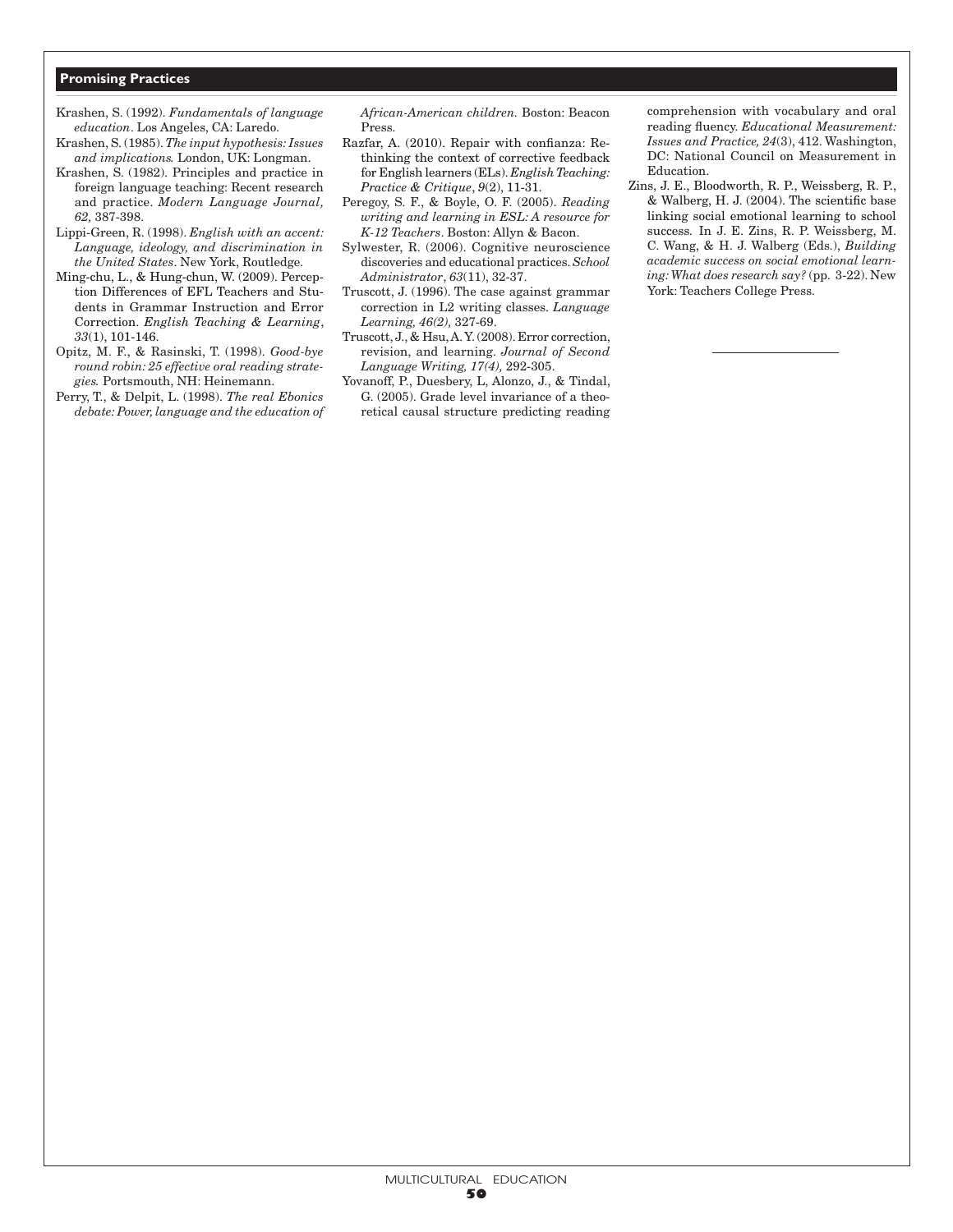Krashen, S. (1992). *Fundamentals of language education*. Los Angeles, CA: Laredo.

Krashen, S. (1985). *The input hypothesis: Issues and implications.* London, UK: Longman.

Krashen, S. (1982). Principles and practice in foreign language teaching: Recent research and practice. *Modern Language Journal, 62,* 387-398.

Lippi-Green, R. (1998). *English with an accent: Language, ideology, and discrimination in the United States*. New York, Routledge.

Ming-chu, L., & Hung-chun, W. (2009). Perception Differences of EFL Teachers and Students in Grammar Instruction and Error Correction. *English Teaching & Learning*, *33*(1), 101-146.

Opitz, M. F., & Rasinski, T. (1998). *Good-bye round robin: 25 effective oral reading strategies.* Portsmouth, NH: Heinemann.

Perry, T., & Delpit, L. (1998). *The real Ebonics debate: Power, language and the education of African-American children.* Boston: Beacon Press.

Razfar, A. (2010). Repair with confianza: Rethinking the context of corrective feedback for English learners (ELs). *English Teaching: Practice & Critique*, *9*(2), 11-31.

Peregoy, S. F., & Boyle, O. F. (2005). *Reading writing and learning in ESL: A resource for K-12 Teachers*. Boston: Allyn & Bacon.

Sylwester, R. (2006). Cognitive neuroscience discoveries and educational practices. *School Administrator*, *63*(11), 32-37.

Truscott, J. (1996). The case against grammar correction in L2 writing classes. *Language Learning, 46(2),* 327-69.

Truscott, J., & Hsu, A. Y. (2008). Error correction, revision, and learning. *Journal of Second Language Writing, 17(4),* 292-305.

Yovanoff, P., Duesbery, L, Alonzo, J., & Tindal, G. (2005). Grade level invariance of a theoretical causal structure predicting reading comprehension with vocabulary and oral reading fluency. *Educational Measurement: Issues and Practice, 24*(3), 412. Washington, DC: National Council on Measurement in Education.

Zins, J. E., Bloodworth, R. P., Weissberg, R. P., & Walberg, H. J. (2004). The scientific base linking social emotional learning to school success. In J. E. Zins, R. P. Weissberg, M. C. Wang, & H. J. Walberg (Eds.), *Building academic success on social emotional learning: What does research say?* (pp. 3-22). New York: Teachers College Press.